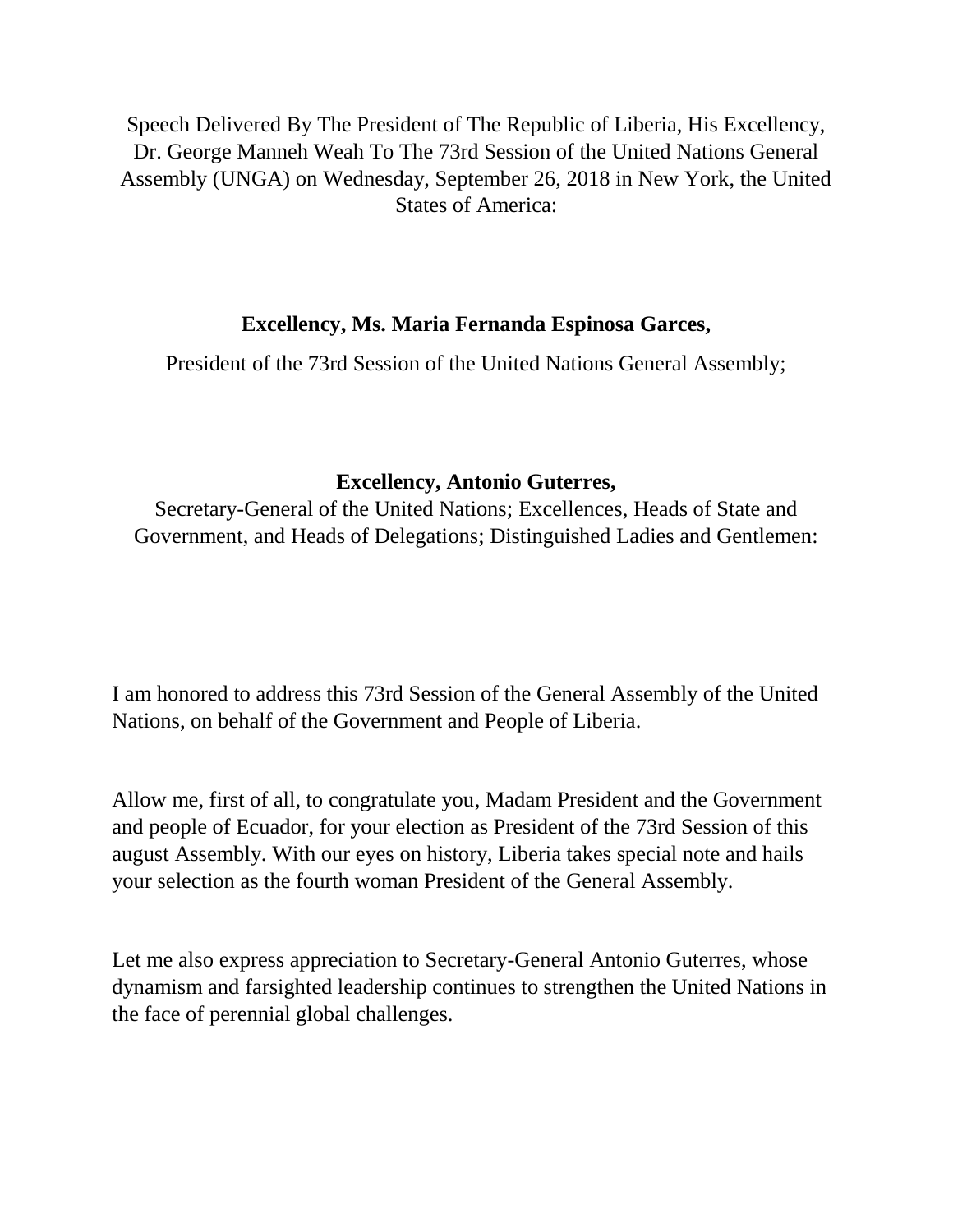Speech Delivered By The President of The Republic of Liberia, His Excellency, Dr. George Manneh Weah To The 73rd Session of the United Nations General Assembly (UNGA) on Wednesday, September 26, 2018 in New York, the United States of America:

**Excellency, Ms. Maria Fernanda Espinosa Garces,**

President of the 73rd Session of the United Nations General Assembly;

**Excellency, Antonio Guterres,**

Secretary-General of the United Nations; Excellences, Heads of State and Government, and Heads of Delegations; Distinguished Ladies and Gentlemen:

I am honored to address this 73rd Session of the General Assembly of the United Nations, on behalf of the Government and People of Liberia.

Allow me, first of all, to congratulate you, Madam President and the Government and people of Ecuador, for your election as President of the 73rd Session of this august Assembly. With our eyes on history, Liberia takes special note and hails your selection as the fourth woman President of the General Assembly.

Let me also express appreciation to Secretary-General Antonio Guterres, whose dynamism and farsighted leadership continues to strengthen the United Nations in the face of perennial global challenges.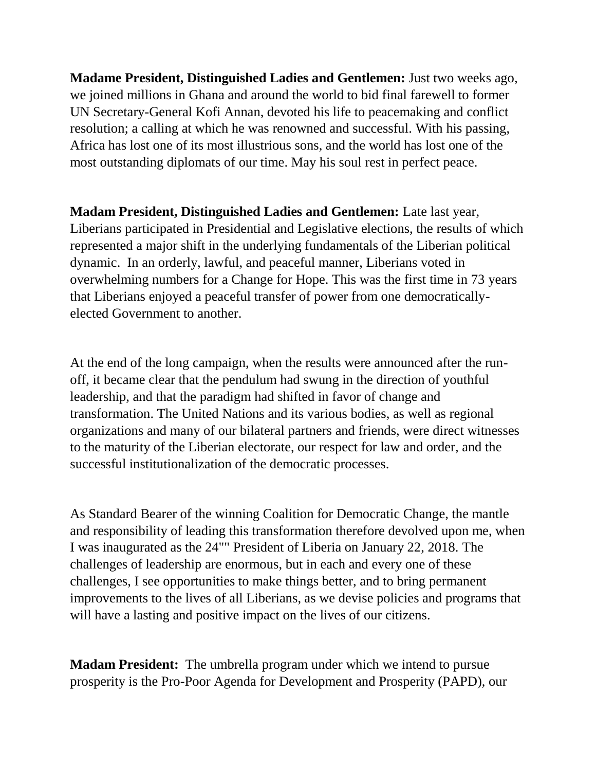**Madame President, Distinguished Ladies and Gentlemen:** Just two weeks ago, we joined millions in Ghana and around the world to bid final farewell to former UN Secretary-General Kofi Annan, devoted his life to peacemaking and conflict resolution; a calling at which he was renowned and successful. With his passing, Africa has lost one of its most illustrious sons, and the world has lost one of the most outstanding diplomats of our time. May his soul rest in perfect peace.

**Madam President, Distinguished Ladies and Gentlemen:** Late last year, Liberians participated in Presidential and Legislative elections, the results of which represented a major shift in the underlying fundamentals of the Liberian political dynamic. In an orderly, lawful, and peaceful manner, Liberians voted in overwhelming numbers for a Change for Hope. This was the first time in 73 years that Liberians enjoyed a peaceful transfer of power from one democratically-elected Government to another.

At the end of the long campaign, when the results were announced after the run-off, it became clear that the pendulum had swung in the direction of youthful leadership, and that the paradigm had shifted in favor of change and transformation. The United Nations and its various bodies, as well as regional organizations and many of our bilateral partners and friends, were direct witnesses to the maturity of the Liberian electorate, our respect for law and order, and the successful institutionalization of the democratic processes.

As Standard Bearer of the winning Coalition for Democratic Change, the mantle and responsibility of leading this transformation therefore devolved upon me, when I was inaugurated as the 24"" President of Liberia on January 22, 2018. The challenges of leadership are enormous, but in each and every one of these challenges, I see opportunities to make things better, and to bring permanent improvements to the lives of all Liberians, as we devise policies and programs that will have a lasting and positive impact on the lives of our citizens.

**Madam President:** The umbrella program under which we intend to pursue prosperity is the Pro-Poor Agenda for Development and Prosperity (PAPD), our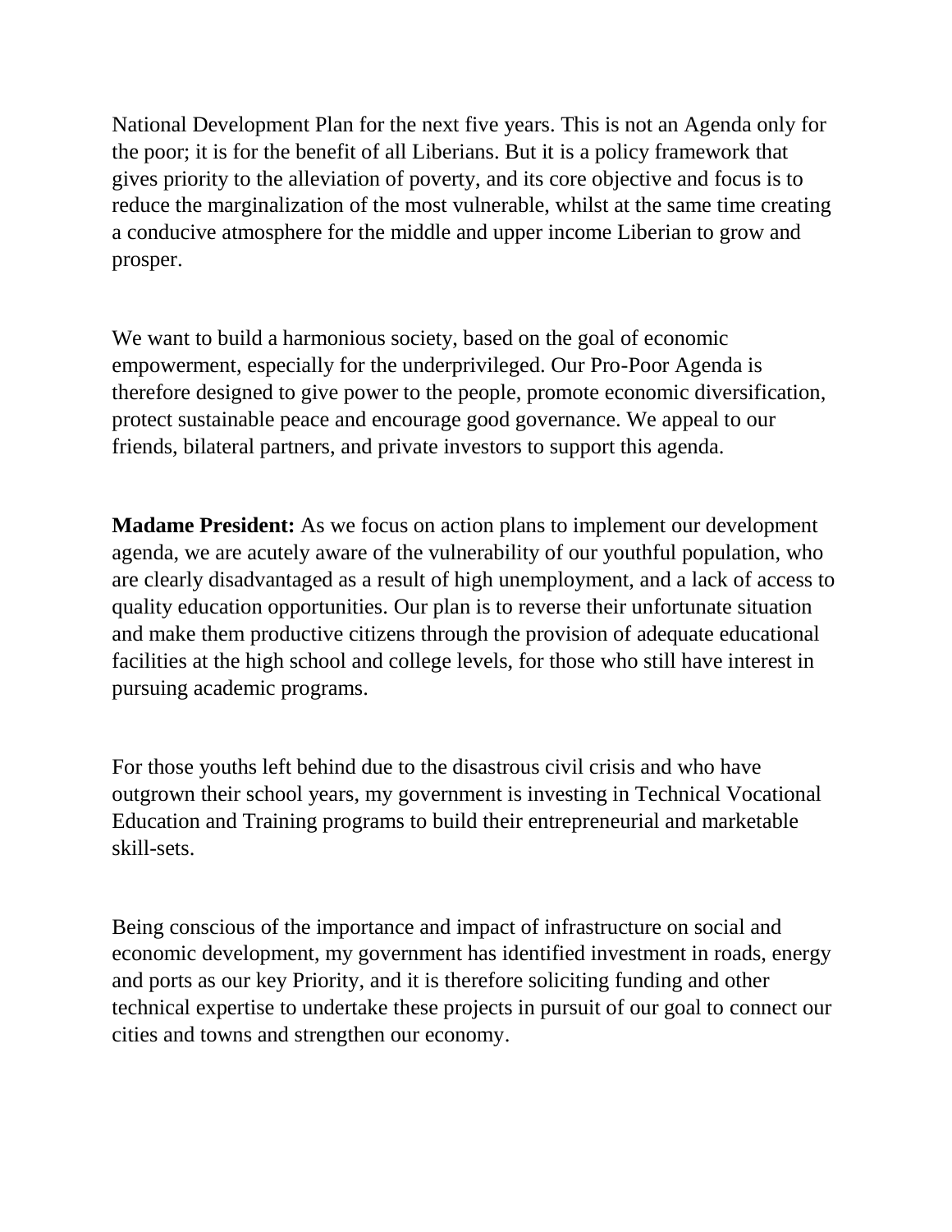National Development Plan for the next five years. This is not an Agenda only for the poor; it is for the benefit of all Liberians. But it is a policy framework that gives priority to the alleviation of poverty, and its core objective and focus is to reduce the marginalization of the most vulnerable, whilst at the same time creating a conducive atmosphere for the middle and upper income Liberian to grow and prosper.

We want to build a harmonious society, based on the goal of economic empowerment, especially for the underprivileged. Our Pro-Poor Agenda is therefore designed to give power to the people, promote economic diversification, protect sustainable peace and encourage good governance. We appeal to our friends, bilateral partners, and private investors to support this agenda.

**Madame President:** As we focus on action plans to implement our development agenda, we are acutely aware of the vulnerability of our youthful population, who are clearly disadvantaged as a result of high unemployment, and a lack of access to quality education opportunities. Our plan is to reverse their unfortunate situation and make them productive citizens through the provision of adequate educational facilities at the high school and college levels, for those who still have interest in pursuing academic programs.

For those youths left behind due to the disastrous civil crisis and who have outgrown their school years, my government is investing in Technical Vocational Education and Training programs to build their entrepreneurial and marketable skill-sets.

Being conscious of the importance and impact of infrastructure on social and economic development, my government has identified investment in roads, energy and ports as our key Priority, and it is therefore soliciting funding and other technical expertise to undertake these projects in pursuit of our goal to connect our cities and towns and strengthen our economy.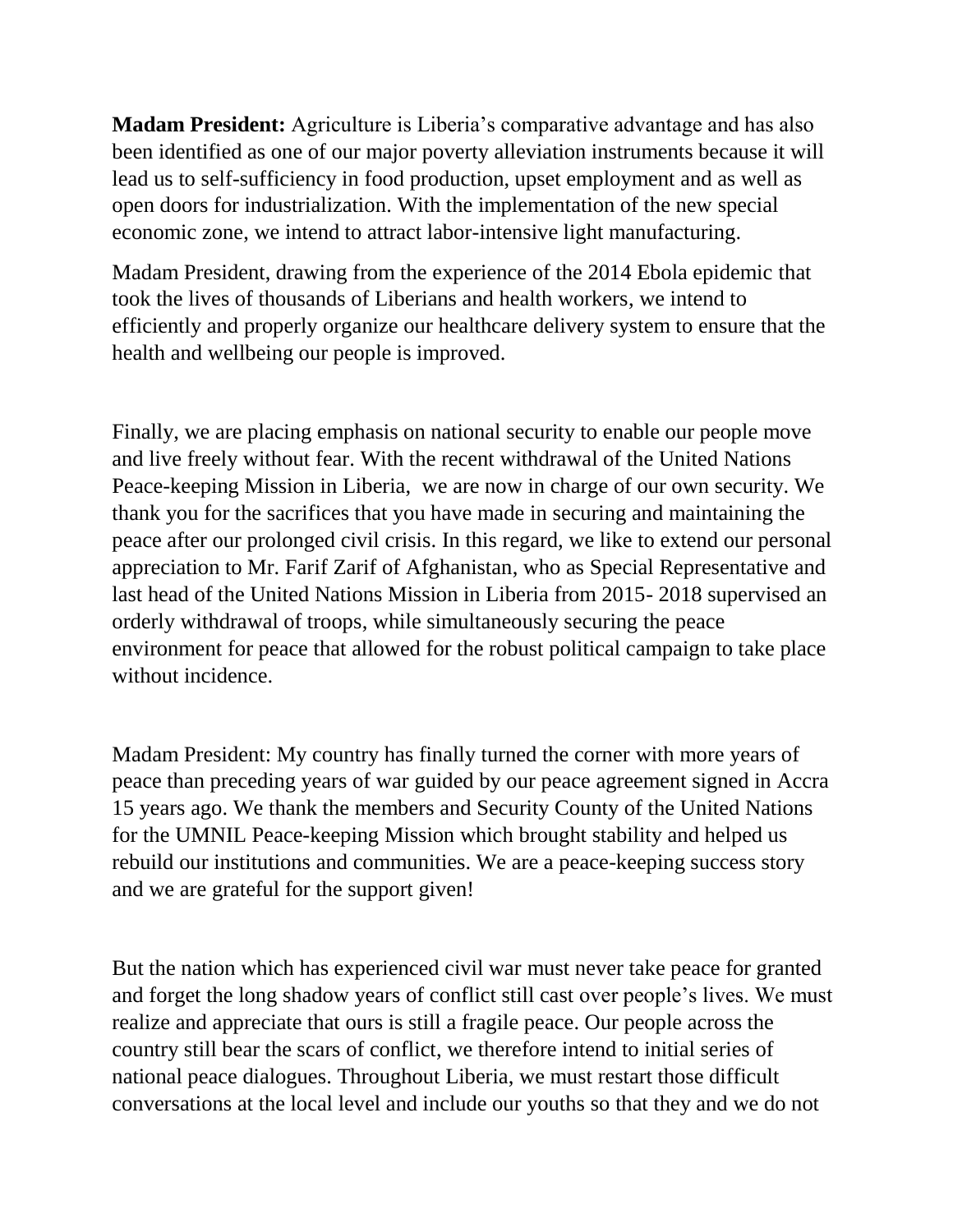**Madam President:** Agriculture is Liberia's comparative advantage and has also been identified as one of our major poverty alleviation instruments because it will lead us to self-sufficiency in food production, upset employment and as well as open doors for industrialization. With the implementation of the new special economic zone, we intend to attract labor-intensive light manufacturing.

Madam President, drawing from the experience of the 2014 Ebola epidemic that took the lives of thousands of Liberians and health workers, we intend to efficiently and properly organize our healthcare delivery system to ensure that the health and wellbeing our people is improved.

Finally, we are placing emphasis on national security to enable our people move and live freely without fear. With the recent withdrawal of the United Nations Peace-keeping Mission in Liberia, we are now in charge of our own security. We thank you for the sacrifices that you have made in securing and maintaining the peace after our prolonged civil crisis. In this regard, we like to extend our personal appreciation to Mr. Farif Zarif of Afghanistan, who as Special Representative and last head of the United Nations Mission in Liberia from 2015- 2018 supervised an orderly withdrawal of troops, while simultaneously securing the peace environment for peace that allowed for the robust political campaign to take place without incidence.

Madam President: My country has finally turned the corner with more years of peace than preceding years of war guided by our peace agreement signed in Accra 15 years ago. We thank the members and Security County of the United Nations for the UMNIL Peace-keeping Mission which brought stability and helped us rebuild our institutions and communities. We are a peace-keeping success story and we are grateful for the support given!

But the nation which has experienced civil war must never take peace for granted and forget the long shadow years of conflict still cast over people's lives. We must realize and appreciate that ours is still a fragile peace. Our people across the country still bear the scars of conflict, we therefore intend to initial series of national peace dialogues. Throughout Liberia, we must restart those difficult conversations at the local level and include our youths so that they and we do not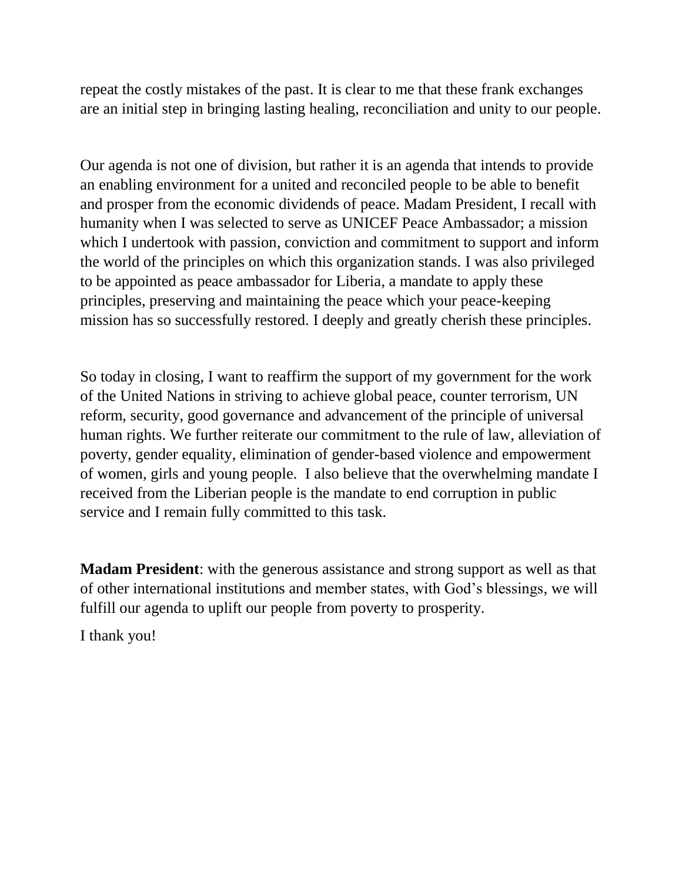repeat the costly mistakes of the past. It is clear to me that these frank exchanges are an initial step in bringing lasting healing, reconciliation and unity to our people.

Our agenda is not one of division, but rather it is an agenda that intends to provide an enabling environment for a united and reconciled people to be able to benefit and prosper from the economic dividends of peace. Madam President, I recall with humanity when I was selected to serve as UNICEF Peace Ambassador; a mission which I undertook with passion, conviction and commitment to support and inform the world of the principles on which this organization stands. I was also privileged to be appointed as peace ambassador for Liberia, a mandate to apply these principles, preserving and maintaining the peace which your peace-keeping mission has so successfully restored. I deeply and greatly cherish these principles.

So today in closing, I want to reaffirm the support of my government for the work of the United Nations in striving to achieve global peace, counter terrorism, UN reform, security, good governance and advancement of the principle of universal human rights. We further reiterate our commitment to the rule of law, alleviation of poverty, gender equality, elimination of gender-based violence and empowerment of women, girls and young people. I also believe that the overwhelming mandate I received from the Liberian people is the mandate to end corruption in public service and I remain fully committed to this task.

**Madam President**: with the generous assistance and strong support as well as that of other international institutions and member states, with God's blessings, we will fulfill our agenda to uplift our people from poverty to prosperity.

I thank you!